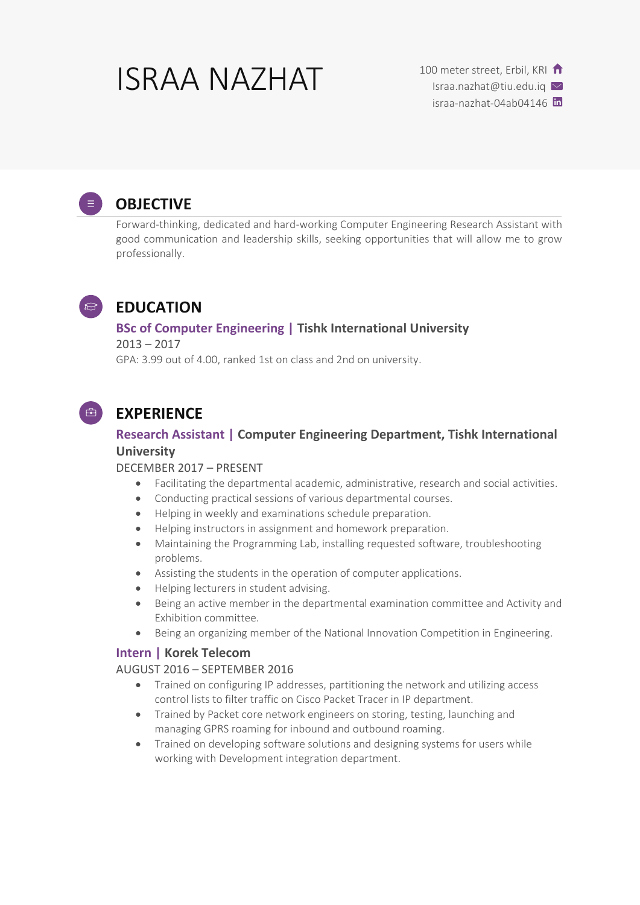# ISRAA NAZHAT

100 meter street, Erbil, KRI
Israa.nazhat@tiu.edu.iq
israa-nazhat-04ab04146

## OBJECTIVE

Forward-thinking, dedicated and hard-working Computer Engineering Research Assistant with good communication and leadership skills, seeking opportunities that will allow me to grow professionally.

## EDUCATION

### BSc of Computer Engineering | Tishk International University

2013 – 2017

GPA: 3.99 out of 4.00, ranked 1st on class and 2nd on university.

## EXPERIENCE

### Research Assistant | Computer Engineering Department, Tishk International University

DECEMBER 2017 – PRESENT

- Facilitating the departmental academic, administrative, research and social activities.
- Conducting practical sessions of various departmental courses.
- Helping in weekly and examinations schedule preparation.
- Helping instructors in assignment and homework preparation.
- Maintaining the Programming Lab, installing requested software, troubleshooting problems.
- Assisting the students in the operation of computer applications.
- Helping lecturers in student advising.
- Being an active member in the departmental examination committee and Activity and Exhibition committee.
- Being an organizing member of the National Innovation Competition in Engineering.

### Intern | Korek Telecom

AUGUST 2016 – SEPTEMBER 2016

- Trained on configuring IP addresses, partitioning the network and utilizing access control lists to filter traffic on Cisco Packet Tracer in IP department.
- Trained by Packet core network engineers on storing, testing, launching and managing GPRS roaming for inbound and outbound roaming.
- Trained on developing software solutions and designing systems for users while working with Development integration department.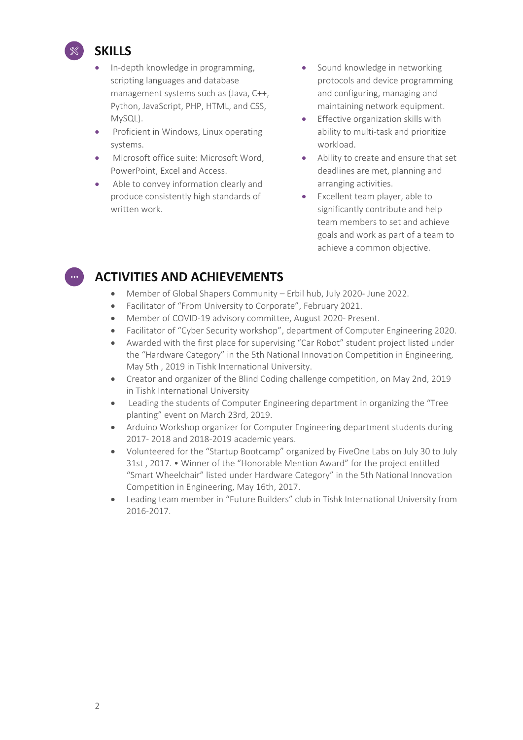## SKILLS

- In-depth knowledge in programming, scripting languages and database management systems such as (Java, C++, Python, JavaScript, PHP, HTML, and CSS, MySQL).
- Proficient in Windows, Linux operating systems.
- Microsoft office suite: Microsoft Word, PowerPoint, Excel and Access.
- Able to convey information clearly and produce consistently high standards of written work.
- Sound knowledge in networking protocols and device programming and configuring, managing and maintaining network equipment.
- Effective organization skills with ability to multi-task and prioritize workload.
- Ability to create and ensure that set deadlines are met, planning and arranging activities.
- Excellent team player, able to significantly contribute and help team members to set and achieve goals and work as part of a team to achieve a common objective.

## ACTIVITIES AND ACHIEVEMENTS

- Member of Global Shapers Community – Erbil hub, July 2020- June 2022.
- Facilitator of "From University to Corporate", February 2021.
- Member of COVID-19 advisory committee, August 2020- Present.
- Facilitator of "Cyber Security workshop", department of Computer Engineering 2020.
- Awarded with the first place for supervising "Car Robot" student project listed under the "Hardware Category" in the 5th National Innovation Competition in Engineering, May 5th , 2019 in Tishk International University.
- Creator and organizer of the Blind Coding challenge competition, on May 2nd, 2019 in Tishk International University
- Leading the students of Computer Engineering department in organizing the "Tree planting" event on March 23rd, 2019.
- Arduino Workshop organizer for Computer Engineering department students during 2017- 2018 and 2018-2019 academic years.
- Volunteered for the "Startup Bootcamp" organized by FiveOne Labs on July 30 to July 31st , 2017. • Winner of the "Honorable Mention Award" for the project entitled "Smart Wheelchair" listed under Hardware Category" in the 5th National Innovation Competition in Engineering, May 16th, 2017.
- Leading team member in "Future Builders" club in Tishk International University from 2016-2017.